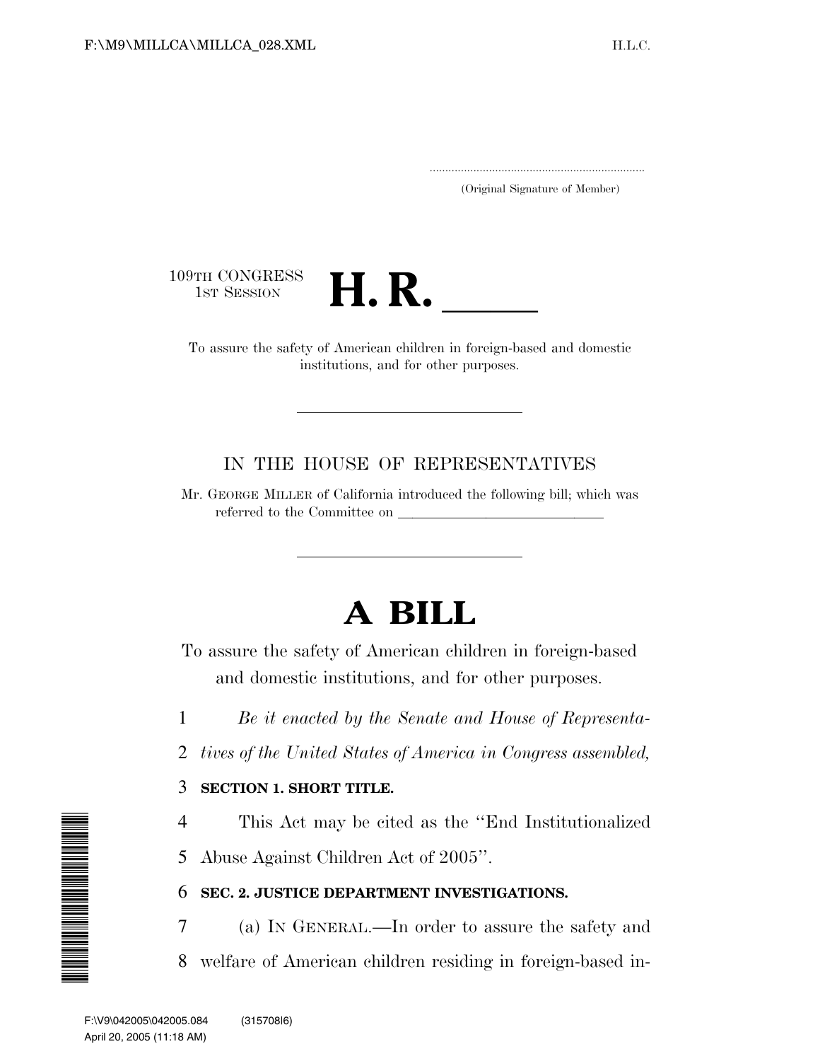(Original Signature of Member)

109TH CONGRESS
1ST SESSION

# H. R. \_\_\_\_\_

To assure the safety of American children in foreign-based and domestic institutions, and for other purposes.

IN THE HOUSE OF REPRESENTATIVES

Mr. GEORGE MILLER of California introduced the following bill; which was referred to the Committee on \_\_\_\_\_\_\_\_\_\_\_\_\_\_\_\_\_\_\_\_\_\_\_\_\_\_\_\_

# A BILL

To assure the safety of American children in foreign-based and domestic institutions, and for other purposes.

1 *Be it enacted by the Senate and House of Representa-*
2 *tives of the United States of America in Congress assembled,*

3 **SECTION 1. SHORT TITLE.**

4 This Act may be cited as the ''End Institutionalized
5 Abuse Against Children Act of 2005''.

6 **SEC. 2. JUSTICE DEPARTMENT INVESTIGATIONS.**

7 (a) IN GENERAL.—In order to assure the safety and
8 welfare of American children residing in foreign-based in-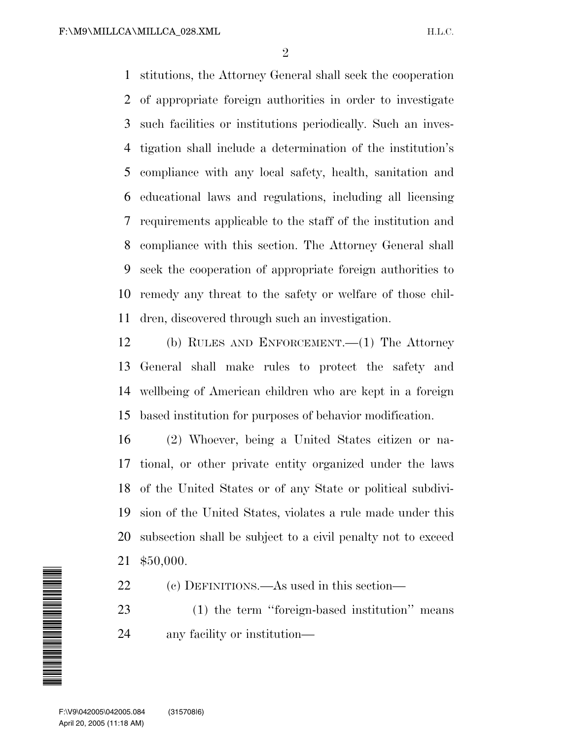stitutions, the Attorney General shall seek the cooperation of appropriate foreign authorities in order to investigate such facilities or institutions periodically. Such an investigation shall include a determination of the institution's compliance with any local safety, health, sanitation and educational laws and regulations, including all licensing requirements applicable to the staff of the institution and compliance with this section. The Attorney General shall seek the cooperation of appropriate foreign authorities to remedy any threat to the safety or welfare of those children, discovered through such an investigation.

(b) RULES AND ENFORCEMENT.—(1) The Attorney General shall make rules to protect the safety and wellbeing of American children who are kept in a foreign based institution for purposes of behavior modification.

(2) Whoever, being a United States citizen or national, or other private entity organized under the laws of the United States or of any State or political subdivision of the United States, violates a rule made under this subsection shall be subject to a civil penalty not to exceed $50,000.

(c) DEFINITIONS.—As used in this section—

(1) the term "foreign-based institution" means any facility or institution—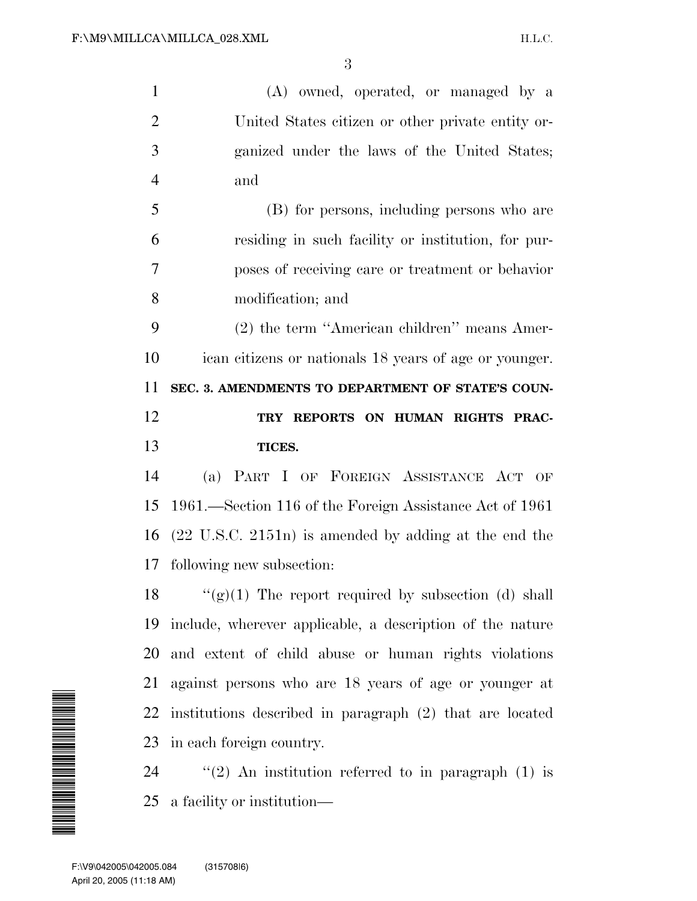(A) owned, operated, or managed by a United States citizen or other private entity organized under the laws of the United States; and

(B) for persons, including persons who are residing in such facility or institution, for purposes of receiving care or treatment or behavior modification; and

(2) the term ''American children'' means American citizens or nationals 18 years of age or younger.

## SEC. 3. AMENDMENTS TO DEPARTMENT OF STATE'S COUNTRY REPORTS ON HUMAN RIGHTS PRACTICES.

(a) PART I OF FOREIGN ASSISTANCE ACT OF 1961.—Section 116 of the Foreign Assistance Act of 1961 (22 U.S.C. 2151n) is amended by adding at the end the following new subsection:

''(g)(1) The report required by subsection (d) shall include, wherever applicable, a description of the nature and extent of child abuse or human rights violations against persons who are 18 years of age or younger at institutions described in paragraph (2) that are located in each foreign country.

''(2) An institution referred to in paragraph (1) is a facility or institution—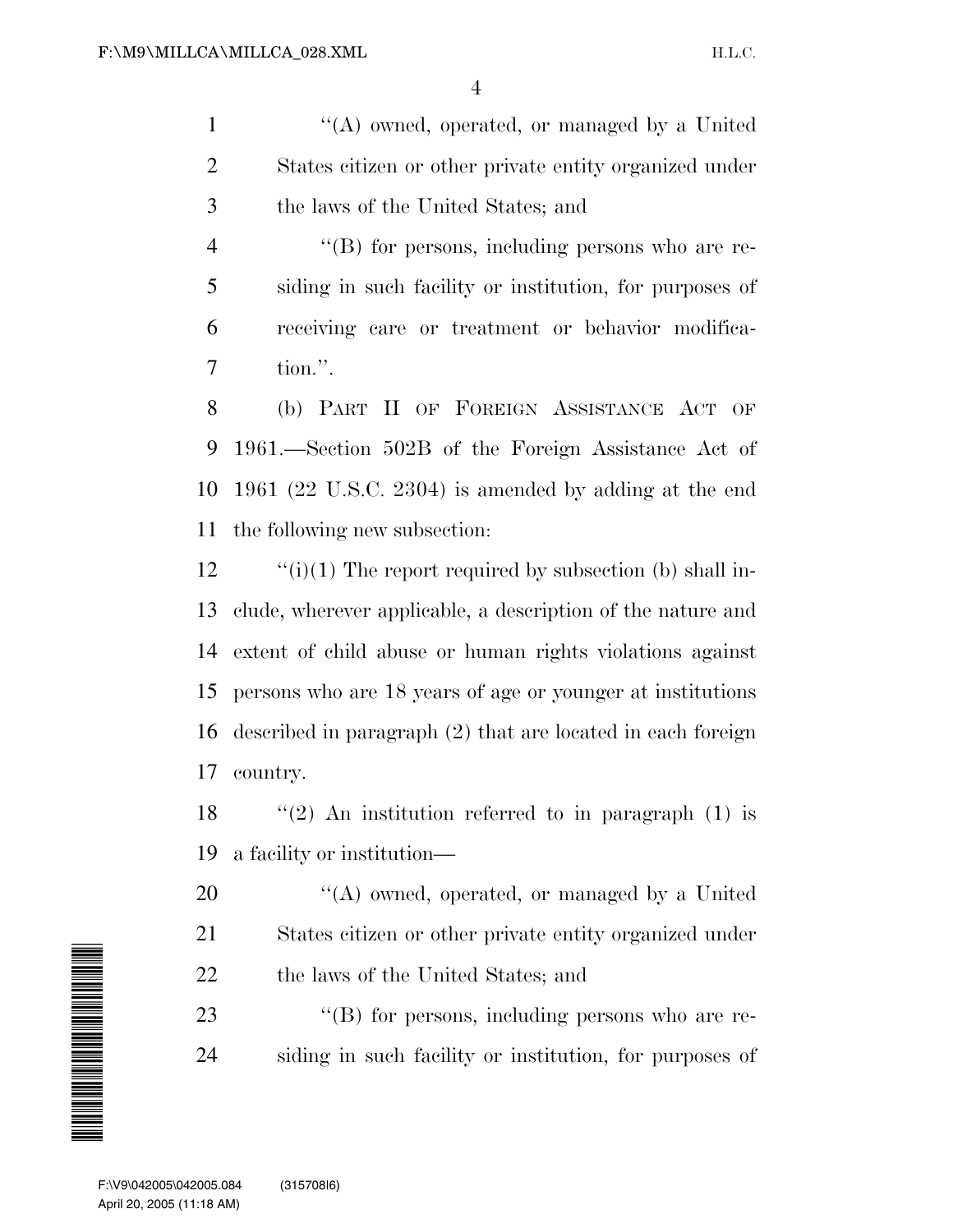''(A) owned, operated, or managed by a United States citizen or other private entity organized under the laws of the United States; and

''(B) for persons, including persons who are residing in such facility or institution, for purposes of receiving care or treatment or behavior modification.''.

(b) PART II OF FOREIGN ASSISTANCE ACT OF 1961.—Section 502B of the Foreign Assistance Act of 1961 (22 U.S.C. 2304) is amended by adding at the end the following new subsection:

''(i)(1) The report required by subsection (b) shall include, wherever applicable, a description of the nature and extent of child abuse or human rights violations against persons who are 18 years of age or younger at institutions described in paragraph (2) that are located in each foreign country.

''(2) An institution referred to in paragraph (1) is a facility or institution—

''(A) owned, operated, or managed by a United States citizen or other private entity organized under the laws of the United States; and

''(B) for persons, including persons who are residing in such facility or institution, for purposes of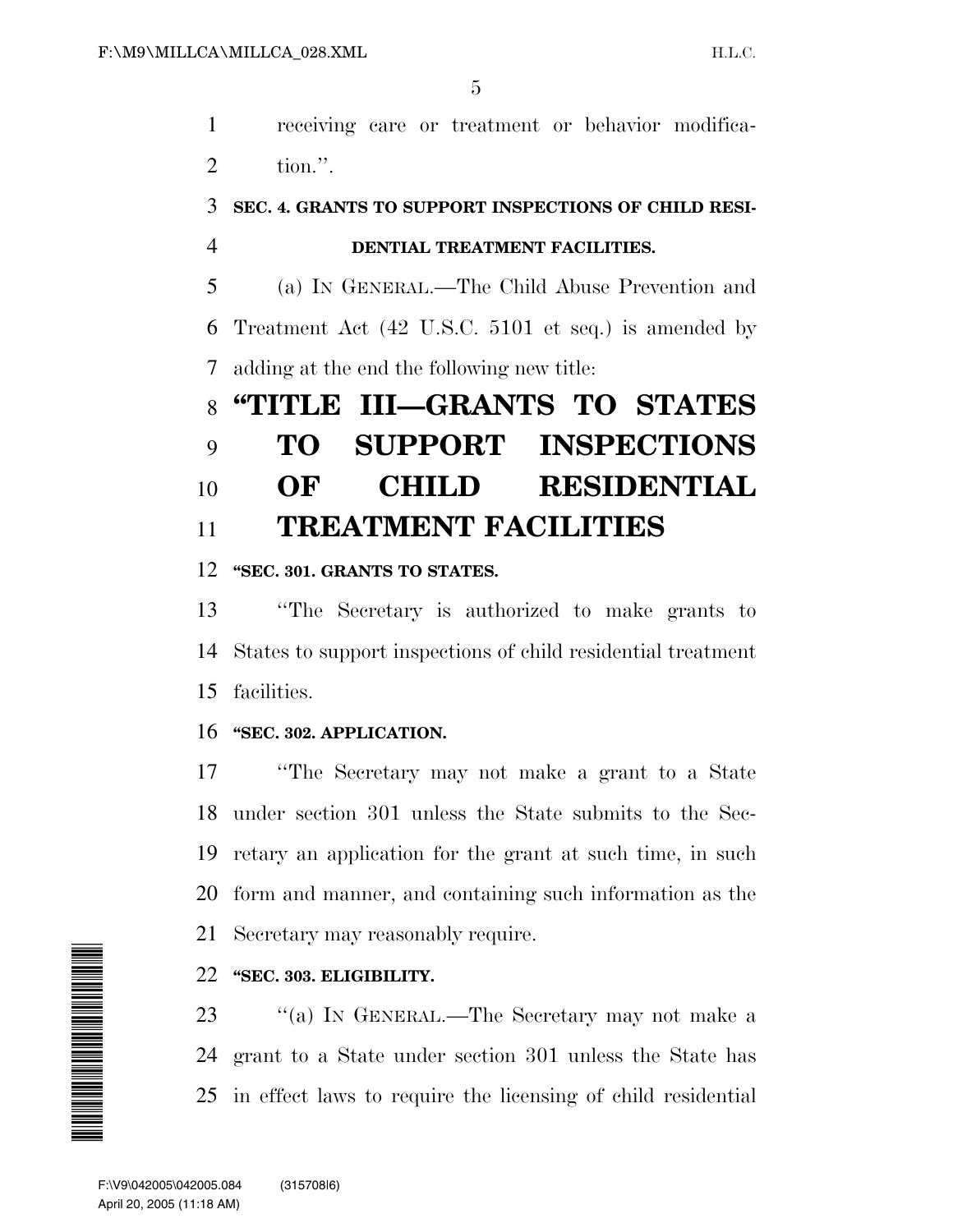receiving care or treatment or behavior modification.''.

**SEC. 4. GRANTS TO SUPPORT INSPECTIONS OF CHILD RESIDENTIAL TREATMENT FACILITIES.**

(a) IN GENERAL.—The Child Abuse Prevention and Treatment Act (42 U.S.C. 5101 et seq.) is amended by adding at the end the following new title:

# "TITLE III—GRANTS TO STATES TO SUPPORT INSPECTIONS OF CHILD RESIDENTIAL TREATMENT FACILITIES

**"SEC. 301. GRANTS TO STATES.**

"The Secretary is authorized to make grants to States to support inspections of child residential treatment facilities.

**"SEC. 302. APPLICATION.**

"The Secretary may not make a grant to a State under section 301 unless the State submits to the Secretary an application for the grant at such time, in such form and manner, and containing such information as the Secretary may reasonably require.

**"SEC. 303. ELIGIBILITY.**

"(a) IN GENERAL.—The Secretary may not make a grant to a State under section 301 unless the State has in effect laws to require the licensing of child residential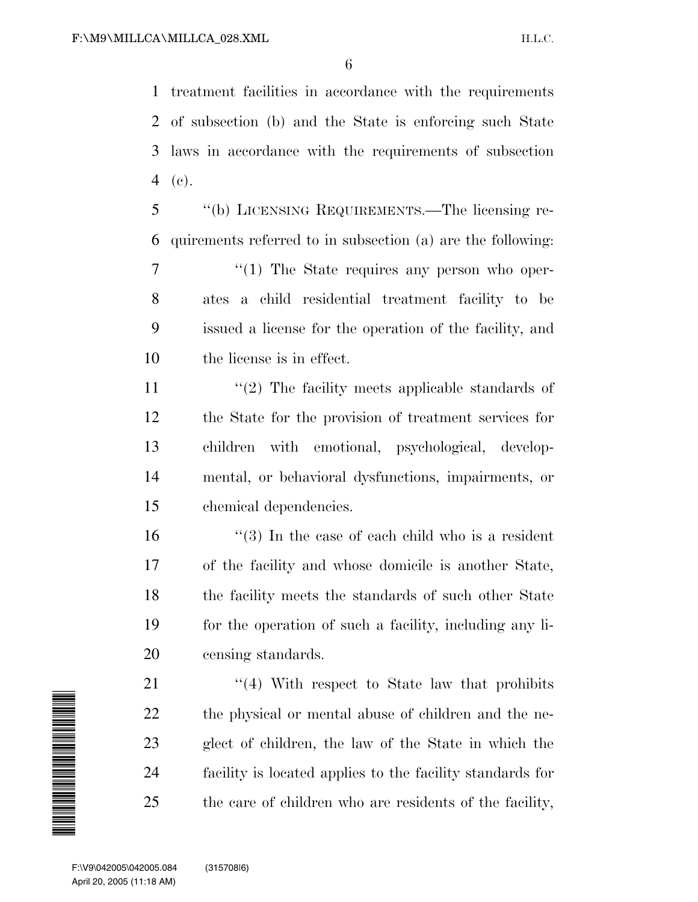treatment facilities in accordance with the requirements of subsection (b) and the State is enforcing such State laws in accordance with the requirements of subsection (c).

"(b) LICENSING REQUIREMENTS.—The licensing requirements referred to in subsection (a) are the following:

"(1) The State requires any person who operates a child residential treatment facility to be issued a license for the operation of the facility, and the license is in effect.

"(2) The facility meets applicable standards of the State for the provision of treatment services for children with emotional, psychological, developmental, or behavioral dysfunctions, impairments, or chemical dependencies.

"(3) In the case of each child who is a resident of the facility and whose domicile is another State, the facility meets the standards of such other State for the operation of such a facility, including any licensing standards.

"(4) With respect to State law that prohibits the physical or mental abuse of children and the neglect of children, the law of the State in which the facility is located applies to the facility standards for the care of children who are residents of the facility,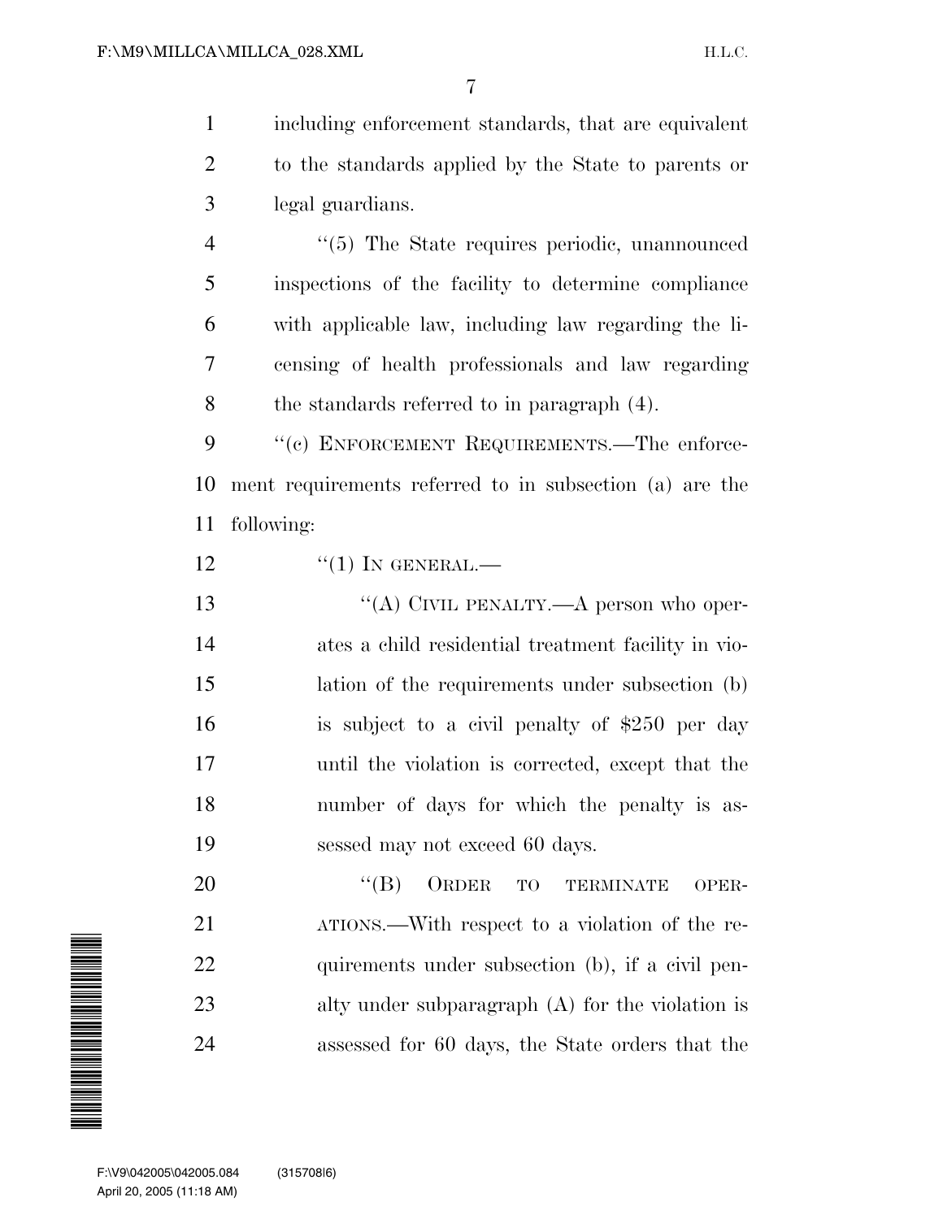including enforcement standards, that are equivalent to the standards applied by the State to parents or legal guardians.

"(5) The State requires periodic, unannounced inspections of the facility to determine compliance with applicable law, including law regarding the licensing of health professionals and law regarding the standards referred to in paragraph (4).

"(c) ENFORCEMENT REQUIREMENTS.—The enforcement requirements referred to in subsection (a) are the following:

"(1) IN GENERAL.—

"(A) CIVIL PENALTY.—A person who operates a child residential treatment facility in violation of the requirements under subsection (b) is subject to a civil penalty of $250 per day until the violation is corrected, except that the number of days for which the penalty is assessed may not exceed 60 days.

"(B) ORDER TO TERMINATE OPERATIONS.—With respect to a violation of the requirements under subsection (b), if a civil penalty under subparagraph (A) for the violation is assessed for 60 days, the State orders that the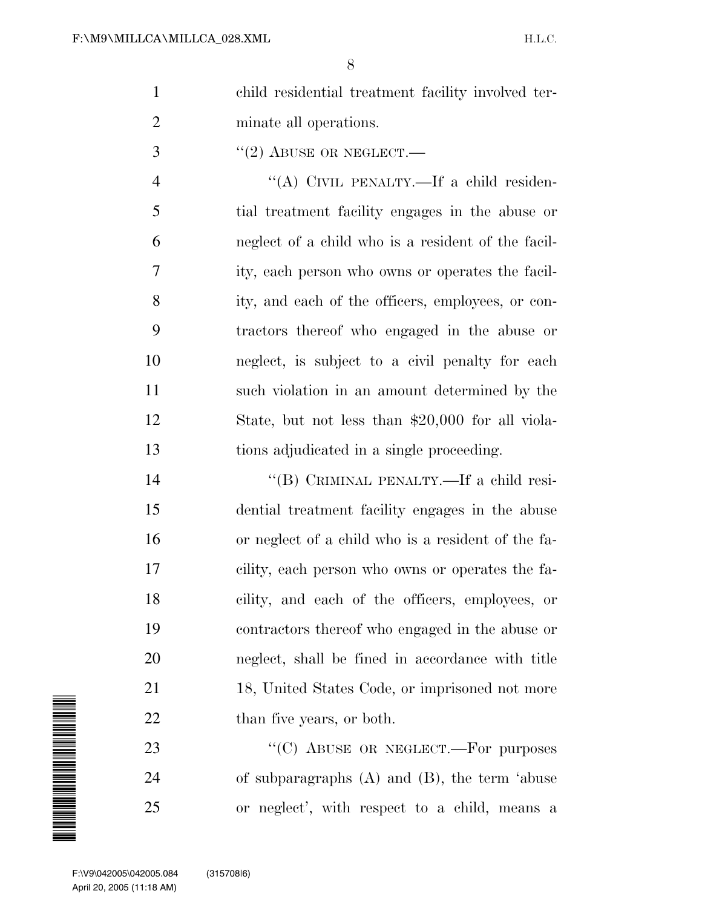child residential treatment facility involved terminate all operations.

"(2) ABUSE OR NEGLECT.—

"(A) CIVIL PENALTY.—If a child residential treatment facility engages in the abuse or neglect of a child who is a resident of the facility, each person who owns or operates the facility, and each of the officers, employees, or contractors thereof who engaged in the abuse or neglect, is subject to a civil penalty for each such violation in an amount determined by the State, but not less than $20,000 for all violations adjudicated in a single proceeding.

"(B) CRIMINAL PENALTY.—If a child residential treatment facility engages in the abuse or neglect of a child who is a resident of the facility, each person who owns or operates the facility, and each of the officers, employees, or contractors thereof who engaged in the abuse or neglect, shall be fined in accordance with title 18, United States Code, or imprisoned not more than five years, or both.

"(C) ABUSE OR NEGLECT.—For purposes of subparagraphs (A) and (B), the term 'abuse or neglect', with respect to a child, means a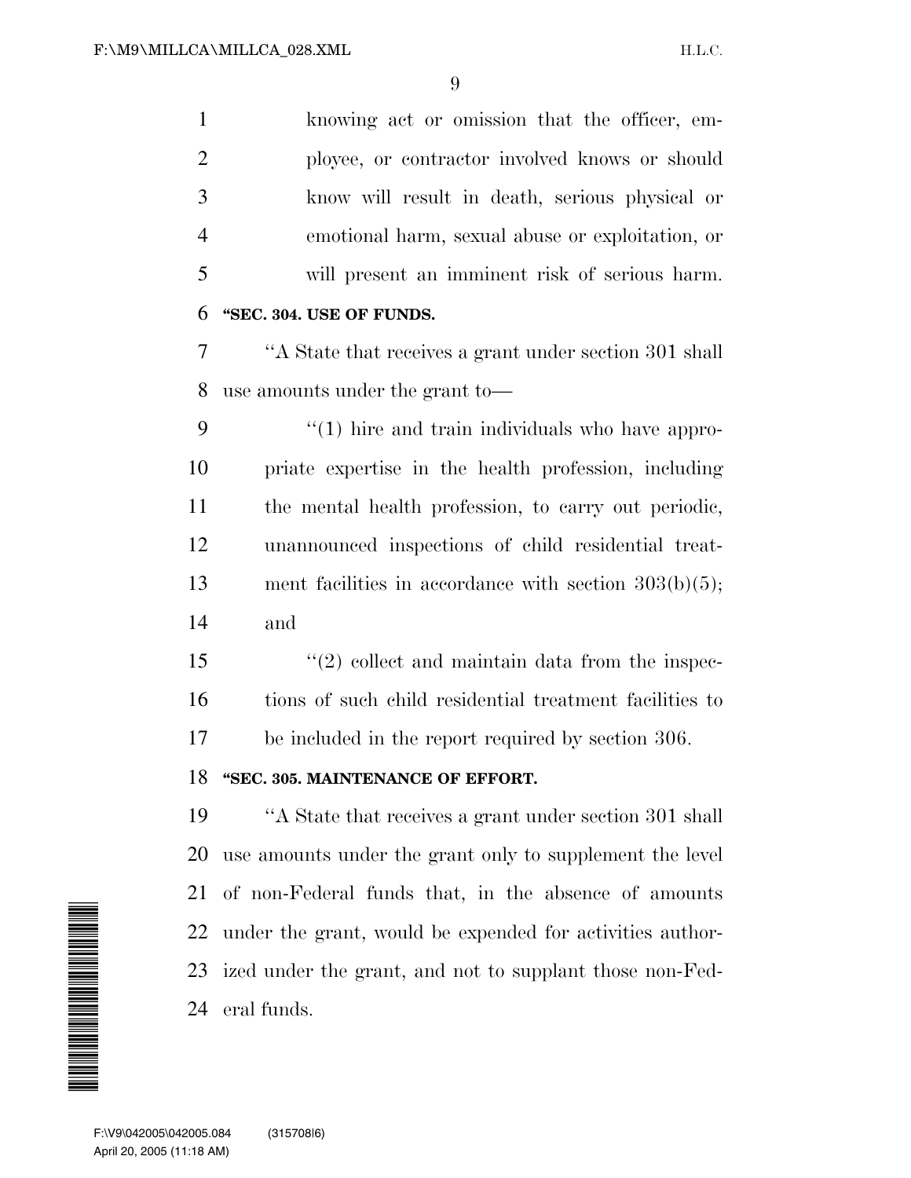knowing act or omission that the officer, employee, or contractor involved knows or should know will result in death, serious physical or emotional harm, sexual abuse or exploitation, or will present an imminent risk of serious harm.

**"SEC. 304. USE OF FUNDS.**

"A State that receives a grant under section 301 shall use amounts under the grant to—

"(1) hire and train individuals who have appropriate expertise in the health profession, including the mental health profession, to carry out periodic, unannounced inspections of child residential treatment facilities in accordance with section 303(b)(5); and

"(2) collect and maintain data from the inspections of such child residential treatment facilities to be included in the report required by section 306.

**"SEC. 305. MAINTENANCE OF EFFORT.**

"A State that receives a grant under section 301 shall use amounts under the grant only to supplement the level of non-Federal funds that, in the absence of amounts under the grant, would be expended for activities authorized under the grant, and not to supplant those non-Federal funds.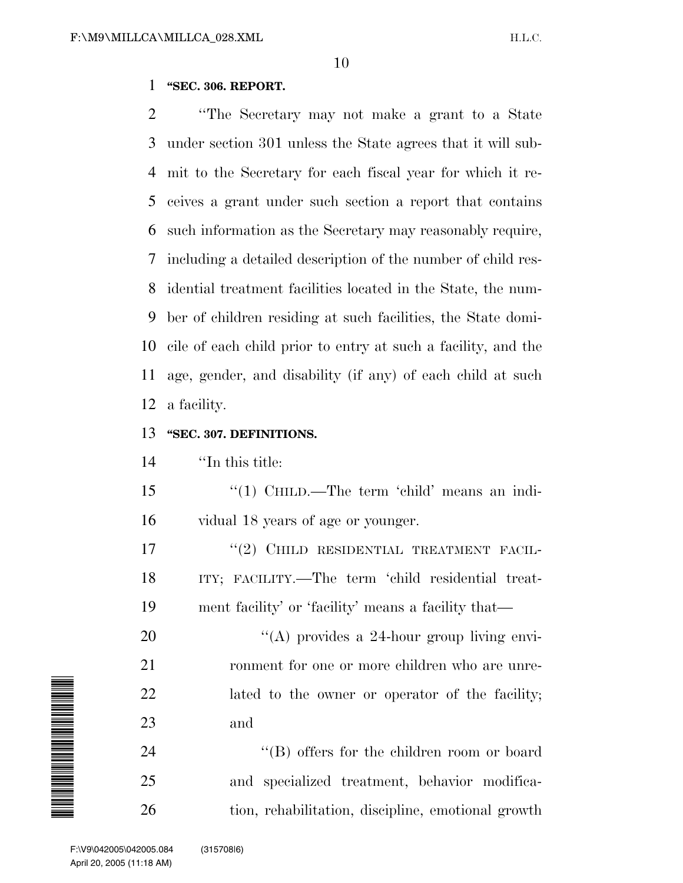**"SEC. 306. REPORT.**

"The Secretary may not make a grant to a State under section 301 unless the State agrees that it will submit to the Secretary for each fiscal year for which it receives a grant under such section a report that contains such information as the Secretary may reasonably require, including a detailed description of the number of child residential treatment facilities located in the State, the number of children residing at such facilities, the State domicile of each child prior to entry at such a facility, and the age, gender, and disability (if any) of each child at such a facility.

**"SEC. 307. DEFINITIONS.**

"In this title:

"(1) CHILD.—The term 'child' means an individual 18 years of age or younger.

"(2) CHILD RESIDENTIAL TREATMENT FACILITY; FACILITY.—The term 'child residential treatment facility' or 'facility' means a facility that—

"(A) provides a 24-hour group living environment for one or more children who are unrelated to the owner or operator of the facility; and

"(B) offers for the children room or board and specialized treatment, behavior modification, rehabilitation, discipline, emotional growth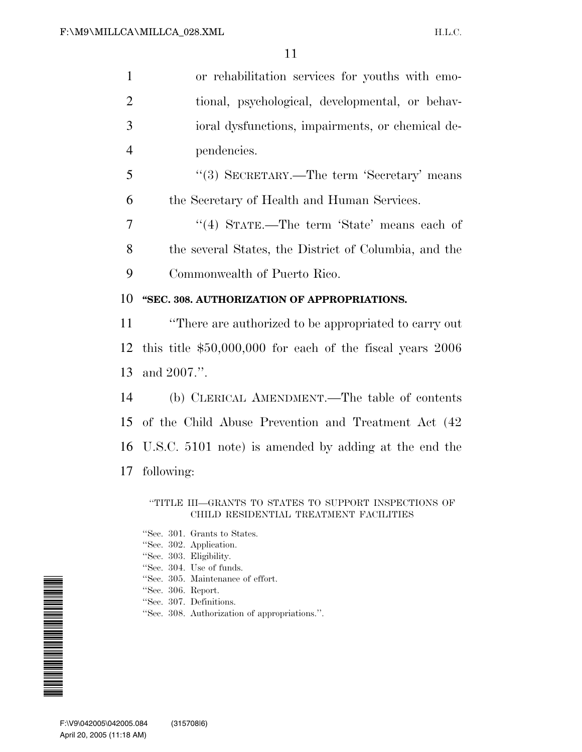or rehabilitation services for youths with emotional, psychological, developmental, or behavioral dysfunctions, impairments, or chemical dependencies.

"(3) SECRETARY.—The term 'Secretary' means the Secretary of Health and Human Services.

"(4) STATE.—The term 'State' means each of the several States, the District of Columbia, and the Commonwealth of Puerto Rico.

**"SEC. 308. AUTHORIZATION OF APPROPRIATIONS.**

"There are authorized to be appropriated to carry out this title $50,000,000 for each of the fiscal years 2006 and 2007.".

(b) CLERICAL AMENDMENT.—The table of contents of the Child Abuse Prevention and Treatment Act (42 U.S.C. 5101 note) is amended by adding at the end the following:

"TITLE III—GRANTS TO STATES TO SUPPORT INSPECTIONS OF CHILD RESIDENTIAL TREATMENT FACILITIES

"Sec. 301. Grants to States.
"Sec. 302. Application.
"Sec. 303. Eligibility.
"Sec. 304. Use of funds.
"Sec. 305. Maintenance of effort.
"Sec. 306. Report.
"Sec. 307. Definitions.
"Sec. 308. Authorization of appropriations.".